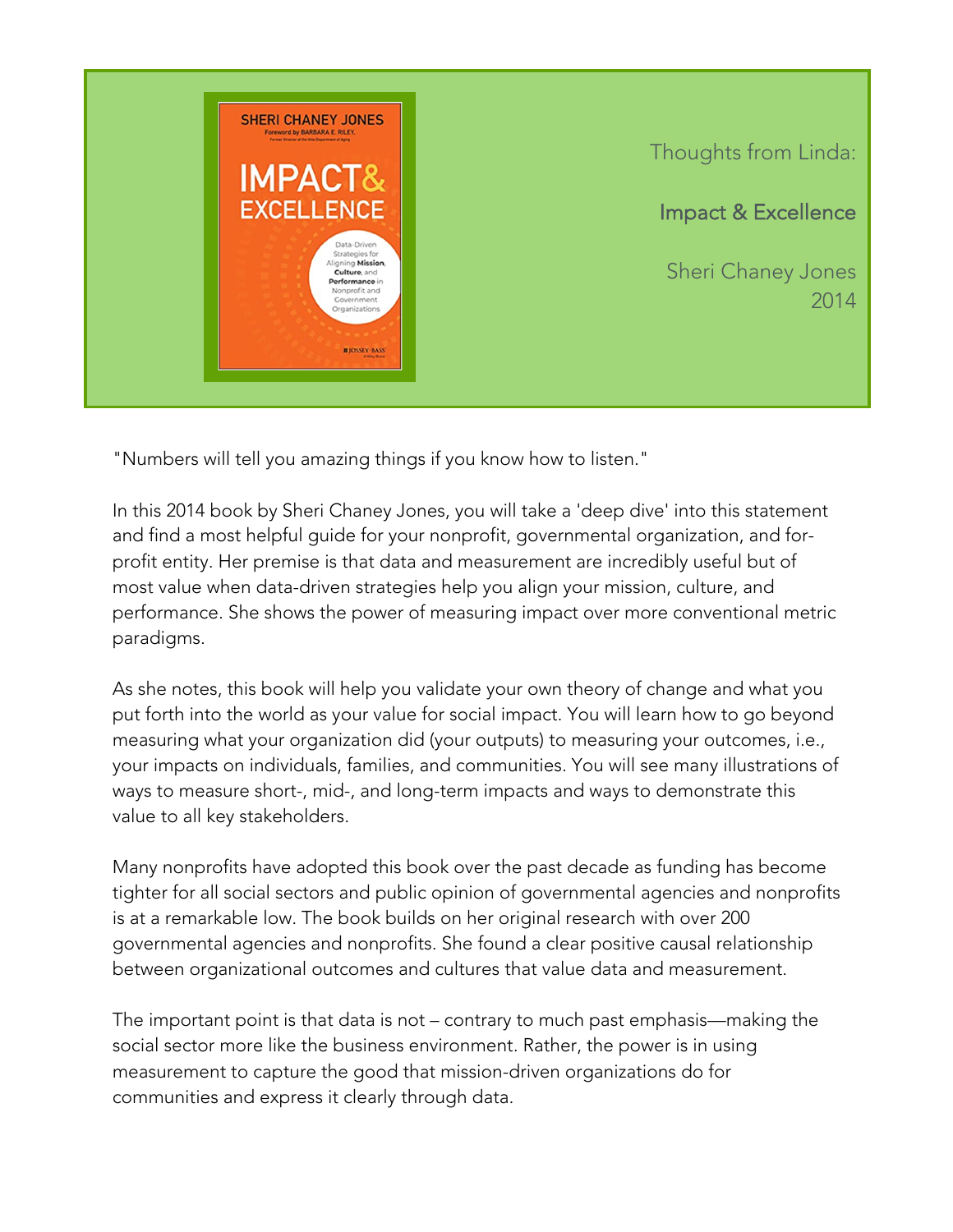Thoughts from Linda:

## Impact & Excellence

Sheri Chaney Jones
2014

"Numbers will tell you amazing things if you know how to listen."

In this 2014 book by Sheri Chaney Jones, you will take a 'deep dive' into this statement and find a most helpful guide for your nonprofit, governmental organization, and for-profit entity. Her premise is that data and measurement are incredibly useful but of most value when data-driven strategies help you align your mission, culture, and performance. She shows the power of measuring impact over more conventional metric paradigms.

As she notes, this book will help you validate your own theory of change and what you put forth into the world as your value for social impact. You will learn how to go beyond measuring what your organization did (your outputs) to measuring your outcomes, i.e., your impacts on individuals, families, and communities. You will see many illustrations of ways to measure short-, mid-, and long-term impacts and ways to demonstrate this value to all key stakeholders.

Many nonprofits have adopted this book over the past decade as funding has become tighter for all social sectors and public opinion of governmental agencies and nonprofits is at a remarkable low. The book builds on her original research with over 200 governmental agencies and nonprofits. She found a clear positive causal relationship between organizational outcomes and cultures that value data and measurement.

The important point is that data is not – contrary to much past emphasis—making the social sector more like the business environment. Rather, the power is in using measurement to capture the good that mission-driven organizations do for communities and express it clearly through data.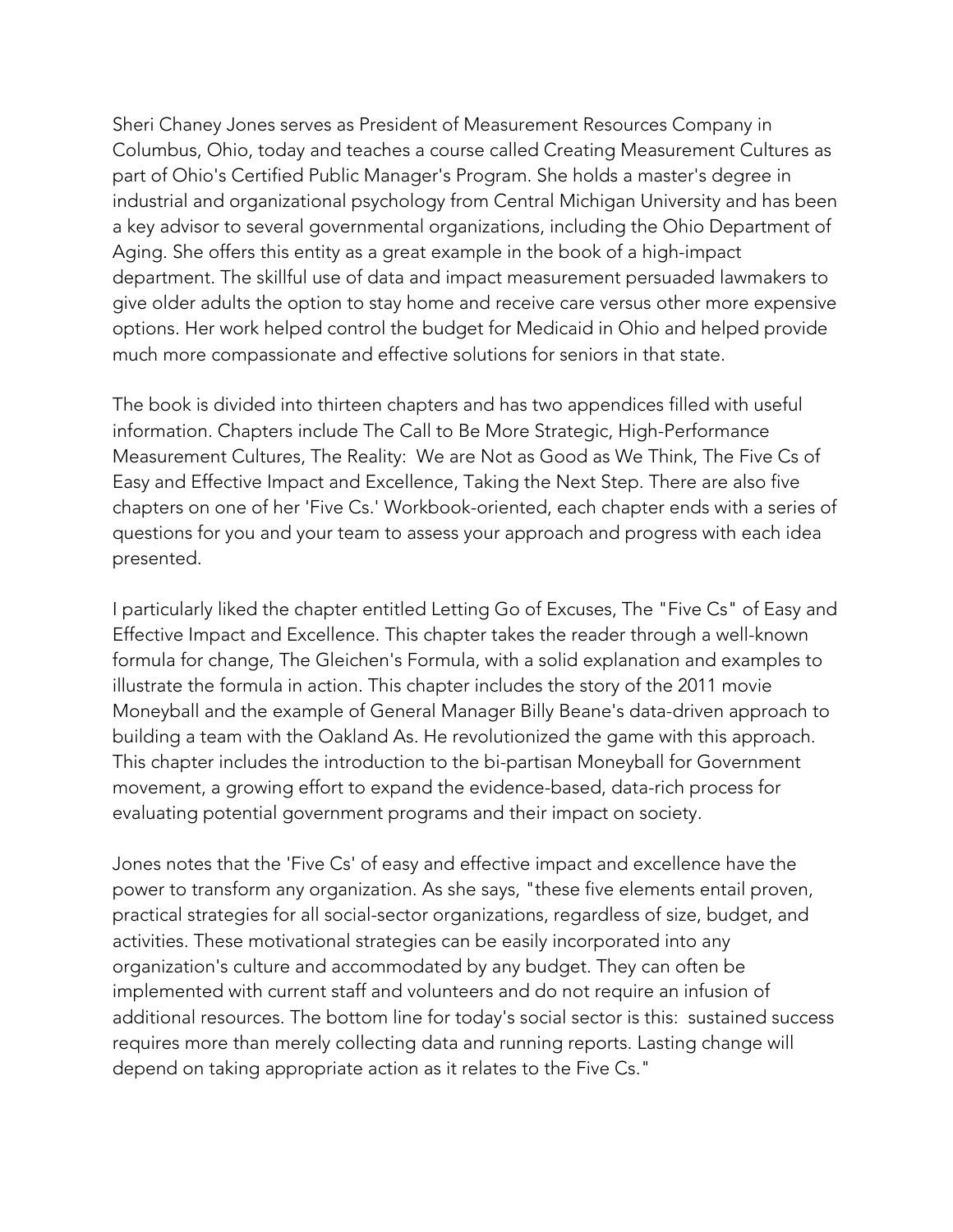Sheri Chaney Jones serves as President of Measurement Resources Company in Columbus, Ohio, today and teaches a course called Creating Measurement Cultures as part of Ohio's Certified Public Manager's Program. She holds a master's degree in industrial and organizational psychology from Central Michigan University and has been a key advisor to several governmental organizations, including the Ohio Department of Aging. She offers this entity as a great example in the book of a high-impact department. The skillful use of data and impact measurement persuaded lawmakers to give older adults the option to stay home and receive care versus other more expensive options. Her work helped control the budget for Medicaid in Ohio and helped provide much more compassionate and effective solutions for seniors in that state.

The book is divided into thirteen chapters and has two appendices filled with useful information. Chapters include The Call to Be More Strategic, High-Performance Measurement Cultures, The Reality:  We are Not as Good as We Think, The Five Cs of Easy and Effective Impact and Excellence, Taking the Next Step. There are also five chapters on one of her 'Five Cs.' Workbook-oriented, each chapter ends with a series of questions for you and your team to assess your approach and progress with each idea presented.

I particularly liked the chapter entitled Letting Go of Excuses, The "Five Cs" of Easy and Effective Impact and Excellence. This chapter takes the reader through a well-known formula for change, The Gleichen's Formula, with a solid explanation and examples to illustrate the formula in action. This chapter includes the story of the 2011 movie Moneyball and the example of General Manager Billy Beane's data-driven approach to building a team with the Oakland As. He revolutionized the game with this approach. This chapter includes the introduction to the bi-partisan Moneyball for Government movement, a growing effort to expand the evidence-based, data-rich process for evaluating potential government programs and their impact on society.

Jones notes that the 'Five Cs' of easy and effective impact and excellence have the power to transform any organization. As she says, "these five elements entail proven, practical strategies for all social-sector organizations, regardless of size, budget, and activities. These motivational strategies can be easily incorporated into any organization's culture and accommodated by any budget. They can often be implemented with current staff and volunteers and do not require an infusion of additional resources. The bottom line for today's social sector is this:  sustained success requires more than merely collecting data and running reports. Lasting change will depend on taking appropriate action as it relates to the Five Cs."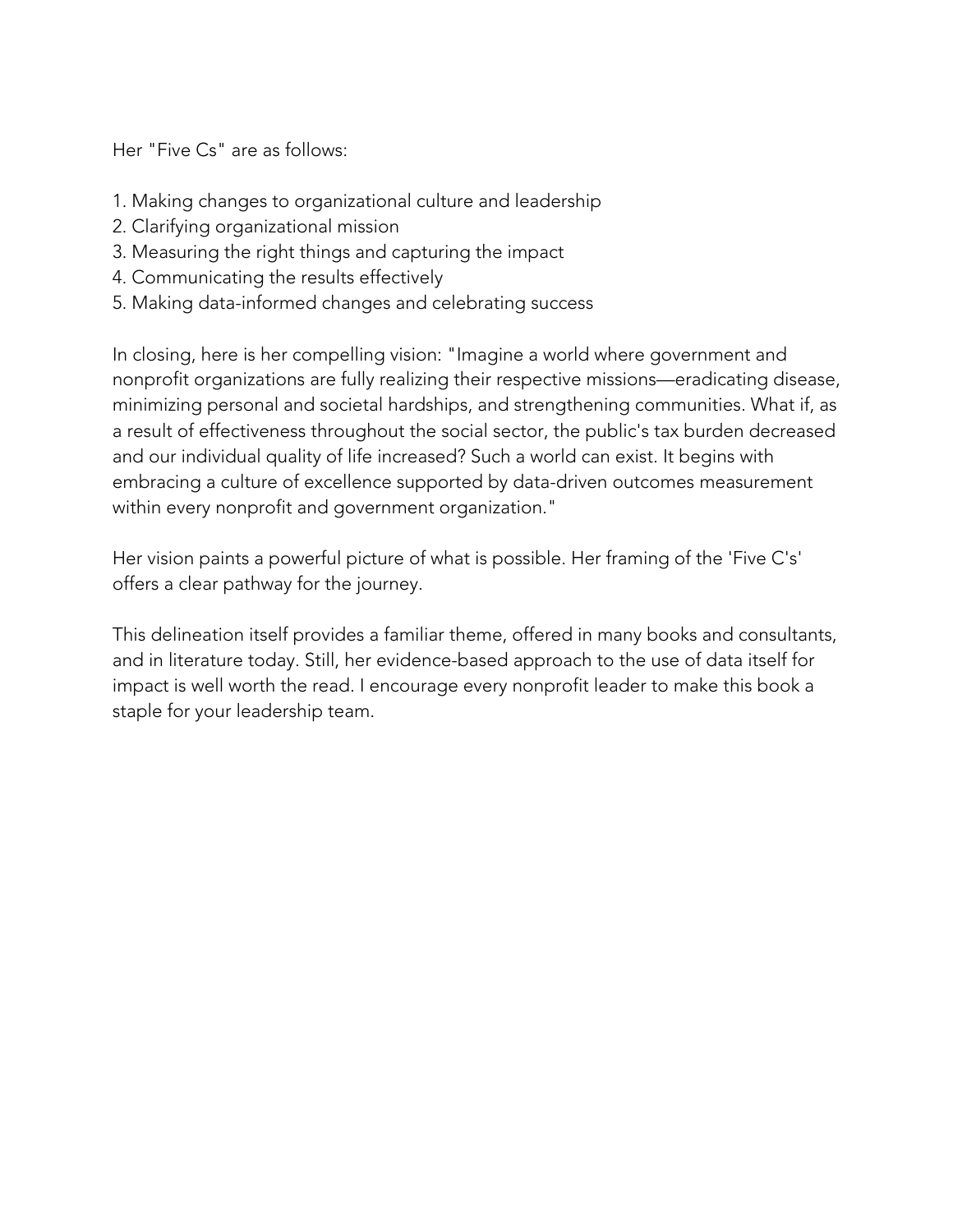Her "Five Cs" are as follows:

1. Making changes to organizational culture and leadership
2. Clarifying organizational mission
3. Measuring the right things and capturing the impact
4. Communicating the results effectively
5. Making data-informed changes and celebrating success

In closing, here is her compelling vision: "Imagine a world where government and nonprofit organizations are fully realizing their respective missions—eradicating disease, minimizing personal and societal hardships, and strengthening communities. What if, as a result of effectiveness throughout the social sector, the public's tax burden decreased and our individual quality of life increased? Such a world can exist. It begins with embracing a culture of excellence supported by data-driven outcomes measurement within every nonprofit and government organization."

Her vision paints a powerful picture of what is possible. Her framing of the 'Five C's' offers a clear pathway for the journey.

This delineation itself provides a familiar theme, offered in many books and consultants, and in literature today. Still, her evidence-based approach to the use of data itself for impact is well worth the read. I encourage every nonprofit leader to make this book a staple for your leadership team.